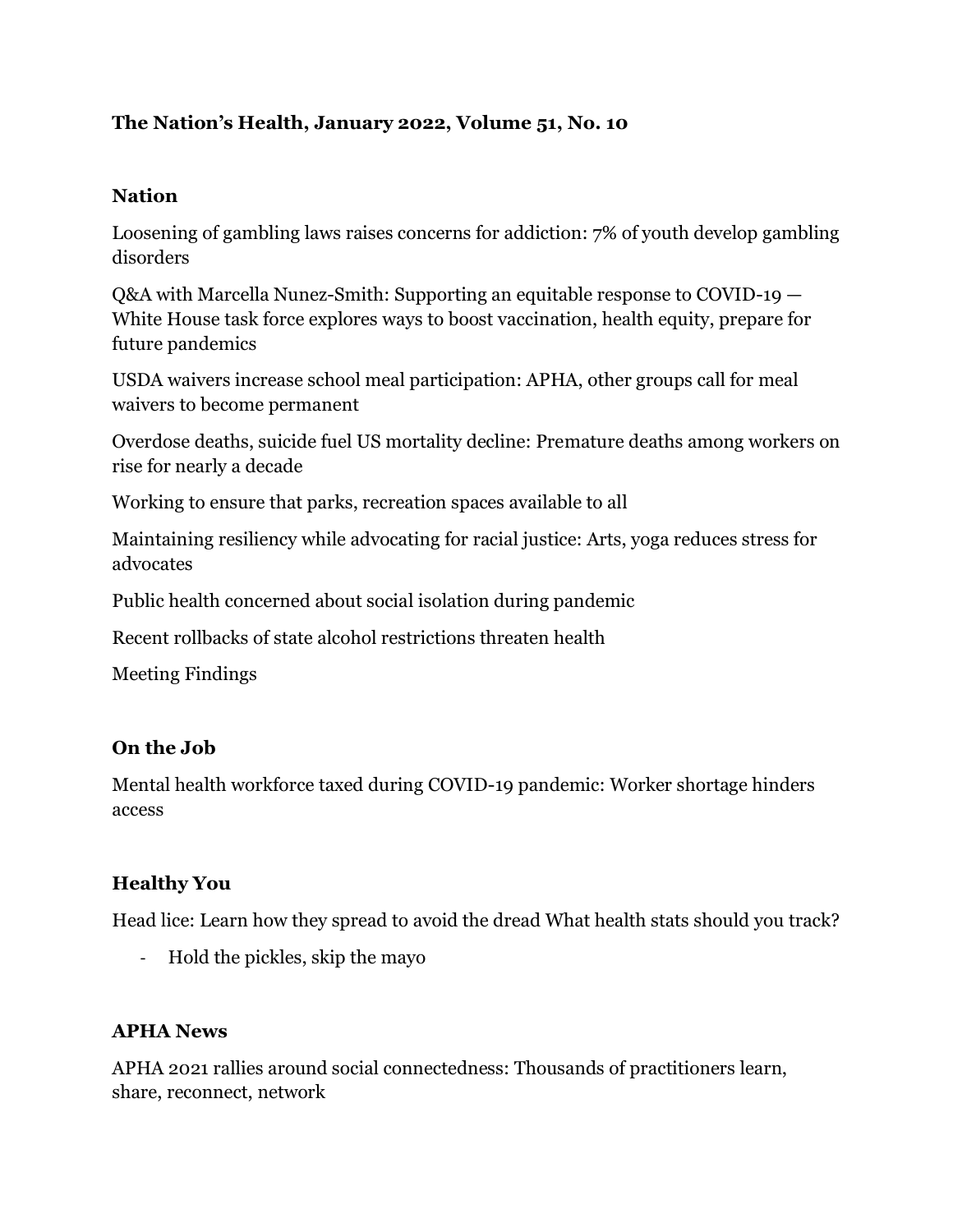**The Nation's Health, January 2022, Volume 51, No. 10**

## Nation

Loosening of gambling laws raises concerns for addiction: 7% of youth develop gambling disorders

Q&A with Marcella Nunez-Smith: Supporting an equitable response to COVID-19 — White House task force explores ways to boost vaccination, health equity, prepare for future pandemics

USDA waivers increase school meal participation: APHA, other groups call for meal waivers to become permanent

Overdose deaths, suicide fuel US mortality decline: Premature deaths among workers on rise for nearly a decade

Working to ensure that parks, recreation spaces available to all

Maintaining resiliency while advocating for racial justice: Arts, yoga reduces stress for advocates

Public health concerned about social isolation during pandemic

Recent rollbacks of state alcohol restrictions threaten health

Meeting Findings

## On the Job

Mental health workforce taxed during COVID-19 pandemic: Worker shortage hinders access

## Healthy You

Head lice: Learn how they spread to avoid the dread What health stats should you track?

- Hold the pickles, skip the mayo

## APHA News

APHA 2021 rallies around social connectedness: Thousands of practitioners learn, share, reconnect, network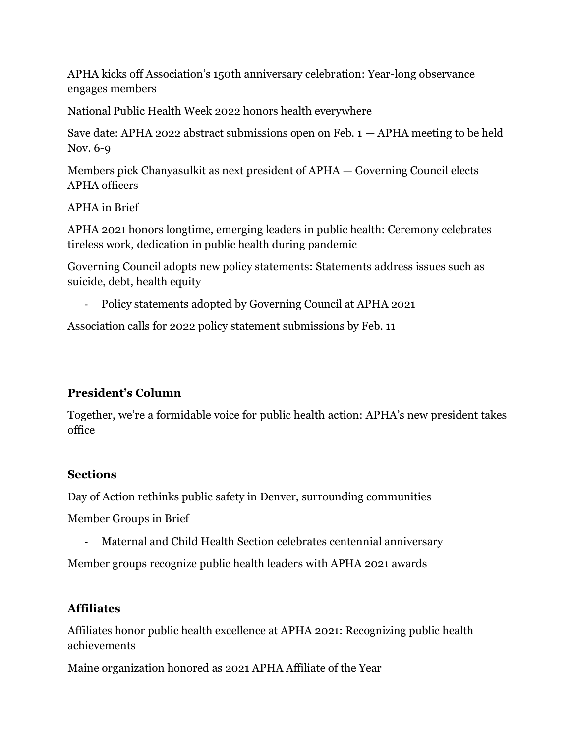APHA kicks off Association's 150th anniversary celebration: Year-long observance engages members

National Public Health Week 2022 honors health everywhere

Save date: APHA 2022 abstract submissions open on Feb. 1 — APHA meeting to be held Nov. 6-9

Members pick Chanyasulkit as next president of APHA — Governing Council elects APHA officers

APHA in Brief

APHA 2021 honors longtime, emerging leaders in public health: Ceremony celebrates tireless work, dedication in public health during pandemic

Governing Council adopts new policy statements: Statements address issues such as suicide, debt, health equity

- Policy statements adopted by Governing Council at APHA 2021

Association calls for 2022 policy statement submissions by Feb. 11

**President's Column**

Together, we're a formidable voice for public health action: APHA's new president takes office

**Sections**

Day of Action rethinks public safety in Denver, surrounding communities

Member Groups in Brief

- Maternal and Child Health Section celebrates centennial anniversary

Member groups recognize public health leaders with APHA 2021 awards

**Affiliates**

Affiliates honor public health excellence at APHA 2021: Recognizing public health achievements

Maine organization honored as 2021 APHA Affiliate of the Year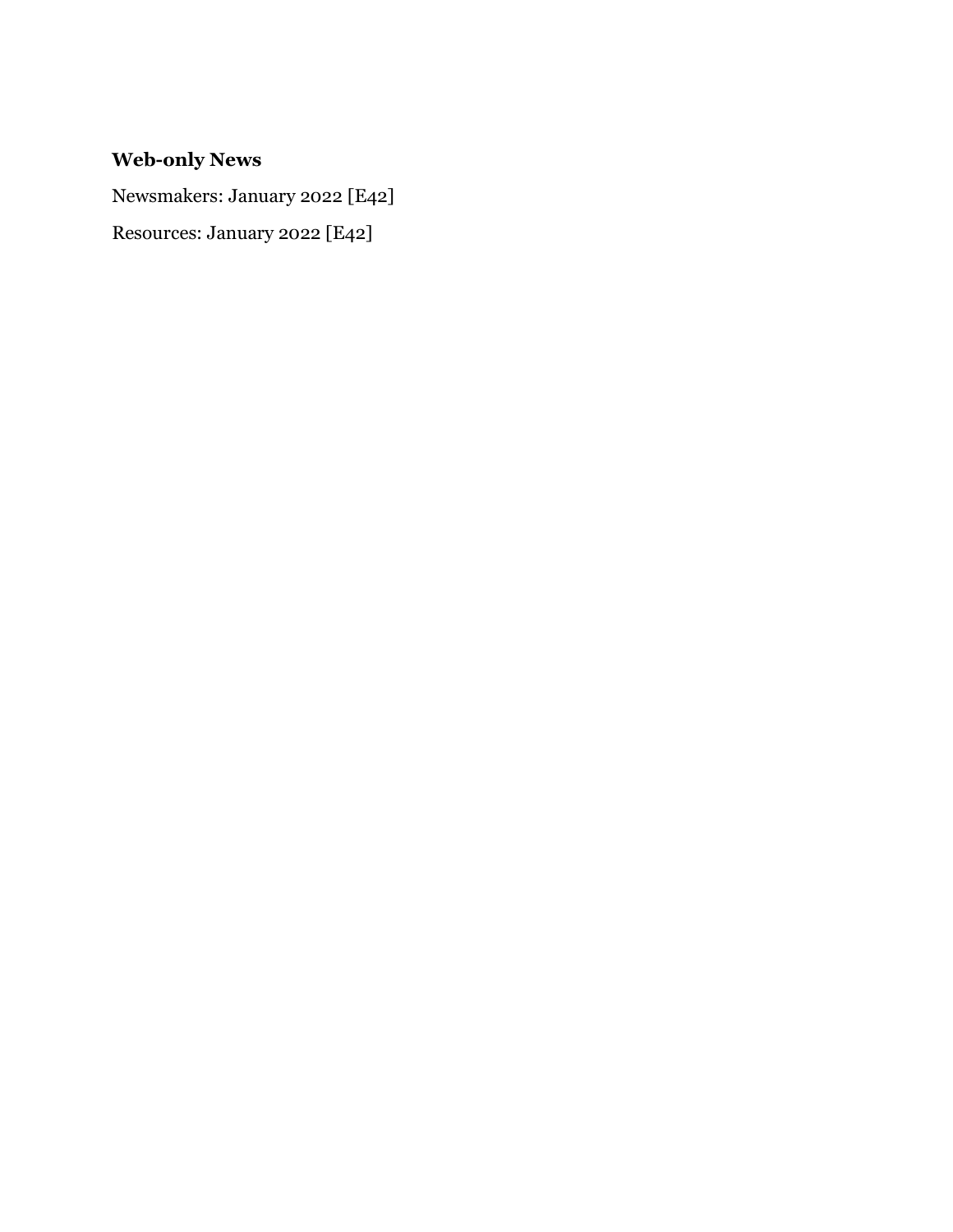**Web-only News**

Newsmakers: January 2022 [E42]

Resources: January 2022 [E42]